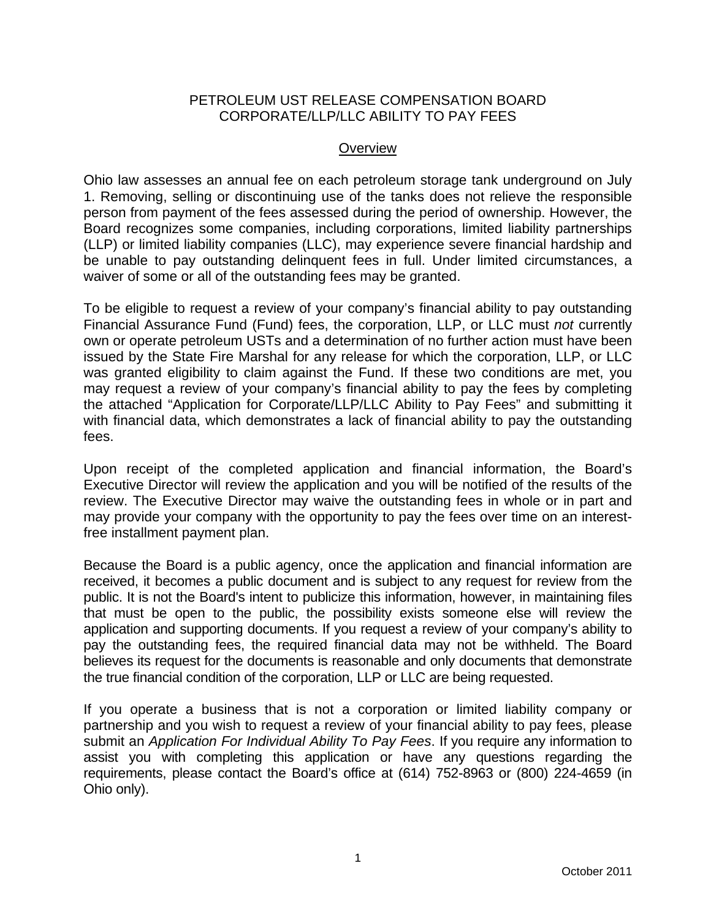# PETROLEUM UST RELEASE COMPENSATION BOARD
# CORPORATE/LLP/LLC ABILITY TO PAY FEES

## Overview

Ohio law assesses an annual fee on each petroleum storage tank underground on July 1. Removing, selling or discontinuing use of the tanks does not relieve the responsible person from payment of the fees assessed during the period of ownership. However, the Board recognizes some companies, including corporations, limited liability partnerships (LLP) or limited liability companies (LLC), may experience severe financial hardship and be unable to pay outstanding delinquent fees in full. Under limited circumstances, a waiver of some or all of the outstanding fees may be granted.

To be eligible to request a review of your company's financial ability to pay outstanding Financial Assurance Fund (Fund) fees, the corporation, LLP, or LLC must *not* currently own or operate petroleum USTs and a determination of no further action must have been issued by the State Fire Marshal for any release for which the corporation, LLP, or LLC was granted eligibility to claim against the Fund. If these two conditions are met, you may request a review of your company's financial ability to pay the fees by completing the attached "Application for Corporate/LLP/LLC Ability to Pay Fees" and submitting it with financial data, which demonstrates a lack of financial ability to pay the outstanding fees.

Upon receipt of the completed application and financial information, the Board's Executive Director will review the application and you will be notified of the results of the review. The Executive Director may waive the outstanding fees in whole or in part and may provide your company with the opportunity to pay the fees over time on an interest-free installment payment plan.

Because the Board is a public agency, once the application and financial information are received, it becomes a public document and is subject to any request for review from the public. It is not the Board's intent to publicize this information, however, in maintaining files that must be open to the public, the possibility exists someone else will review the application and supporting documents. If you request a review of your company's ability to pay the outstanding fees, the required financial data may not be withheld. The Board believes its request for the documents is reasonable and only documents that demonstrate the true financial condition of the corporation, LLP or LLC are being requested.

If you operate a business that is not a corporation or limited liability company or partnership and you wish to request a review of your financial ability to pay fees, please submit an *Application For Individual Ability To Pay Fees*. If you require any information to assist you with completing this application or have any questions regarding the requirements, please contact the Board's office at (614) 752-8963 or (800) 224-4659 (in Ohio only).

October 2011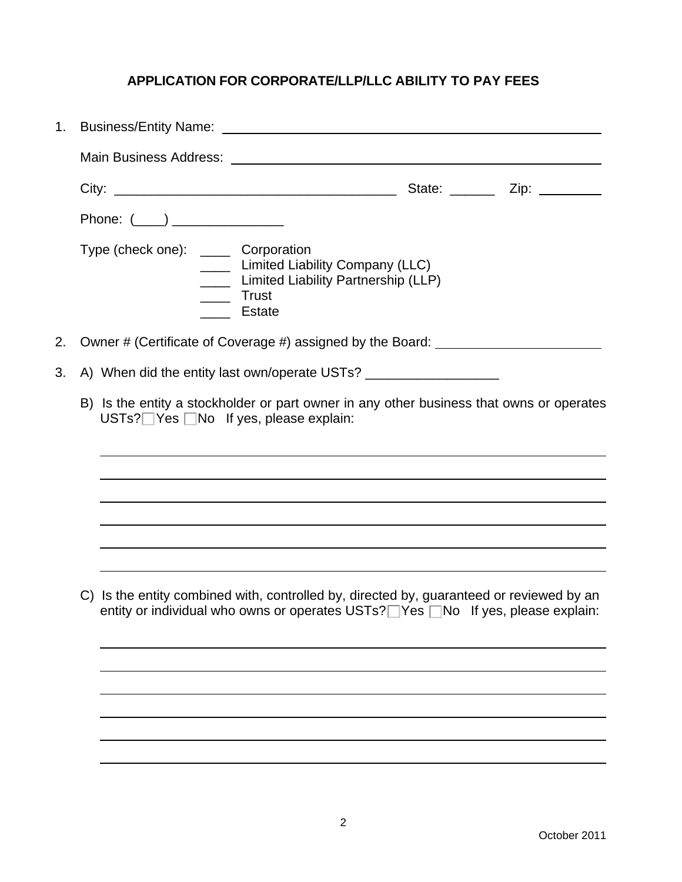**APPLICATION FOR CORPORATE/LLP/LLC ABILITY TO PAY FEES**

1. Business/Entity Name: ______________________________________________

   Main Business Address: ______________________________________________

   City: _____________________________________ State: ______ Zip: ________

   Phone: (____) _______________

   Type (check one):
   - ____ Corporation
   - ____ Limited Liability Company (LLC)
   - ____ Limited Liability Partnership (LLP)
   - ____ Trust
   - ____ Estate

2. Owner # (Certificate of Coverage #) assigned by the Board: ____________________

3. A) When did the entity last own/operate USTs? __________________

   B) Is the entity a stockholder or part owner in any other business that owns or operates USTs? ☐ Yes ☐ No If yes, please explain:

   ______________________________________________________________________

   ______________________________________________________________________

   ______________________________________________________________________

   ______________________________________________________________________

   ______________________________________________________________________

   ______________________________________________________________________

   C) Is the entity combined with, controlled by, directed by, guaranteed or reviewed by an entity or individual who owns or operates USTs? ☐ Yes ☐ No If yes, please explain:

   ______________________________________________________________________

   ______________________________________________________________________

   ______________________________________________________________________

   ______________________________________________________________________

   ______________________________________________________________________

   ______________________________________________________________________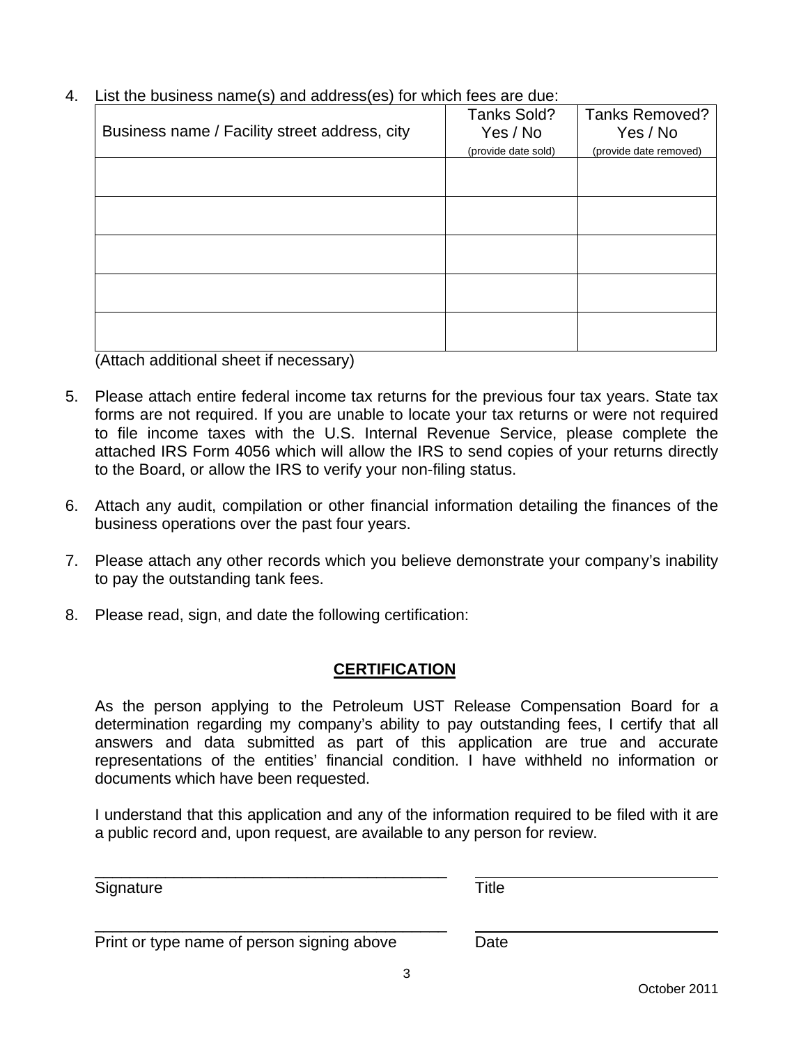4. List the business name(s) and address(es) for which fees are due:

| Business name / Facility street address, city | Tanks Sold? Yes / No (provide date sold) | Tanks Removed? Yes / No (provide date removed) |
|---|---|---|
| | | |
| | | |
| | | |
| | | |
| | | |

(Attach additional sheet if necessary)

5. Please attach entire federal income tax returns for the previous four tax years. State tax forms are not required. If you are unable to locate your tax returns or were not required to file income taxes with the U.S. Internal Revenue Service, please complete the attached IRS Form 4056 which will allow the IRS to send copies of your returns directly to the Board, or allow the IRS to verify your non-filing status.

6. Attach any audit, compilation or other financial information detailing the finances of the business operations over the past four years.

7. Please attach any other records which you believe demonstrate your company's inability to pay the outstanding tank fees.

8. Please read, sign, and date the following certification:

## CERTIFICATION

As the person applying to the Petroleum UST Release Compensation Board for a determination regarding my company's ability to pay outstanding fees, I certify that all answers and data submitted as part of this application are true and accurate representations of the entities' financial condition. I have withheld no information or documents which have been requested.

I understand that this application and any of the information required to be filed with it are a public record and, upon request, are available to any person for review.

\_\_\_\_\_\_\_\_\_\_\_\_\_\_\_\_\_\_\_\_\_\_\_\_\_\_\_\_\_\_\_\_\_\_\_\_\_\_\_\_ \_\_\_\_\_\_\_\_\_\_\_\_\_\_\_\_\_\_\_\_\_\_\_\_\_\_\_\_
Signature Title

\_\_\_\_\_\_\_\_\_\_\_\_\_\_\_\_\_\_\_\_\_\_\_\_\_\_\_\_\_\_\_\_\_\_\_\_\_\_\_\_ \_\_\_\_\_\_\_\_\_\_\_\_\_\_\_\_\_\_\_\_\_\_\_\_\_\_\_\_
Print or type name of person signing above Date

October 2011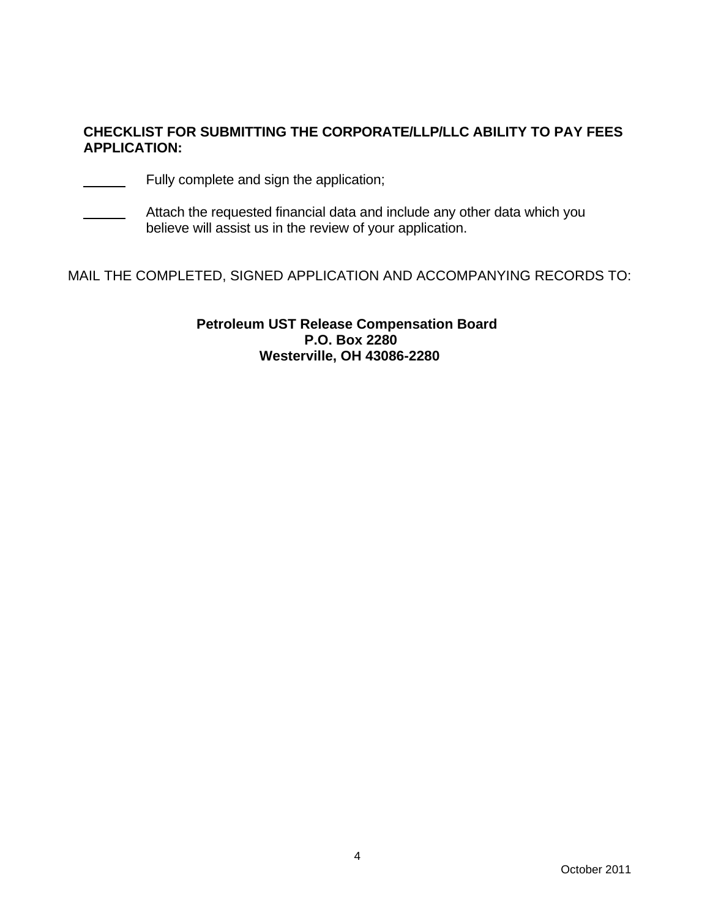**CHECKLIST FOR SUBMITTING THE CORPORATE/LLP/LLC ABILITY TO PAY FEES APPLICATION:**

______ Fully complete and sign the application;

______ Attach the requested financial data and include any other data which you believe will assist us in the review of your application.

MAIL THE COMPLETED, SIGNED APPLICATION AND ACCOMPANYING RECORDS TO:

**Petroleum UST Release Compensation Board**
**P.O. Box 2280**
**Westerville, OH 43086-2280**

October 2011